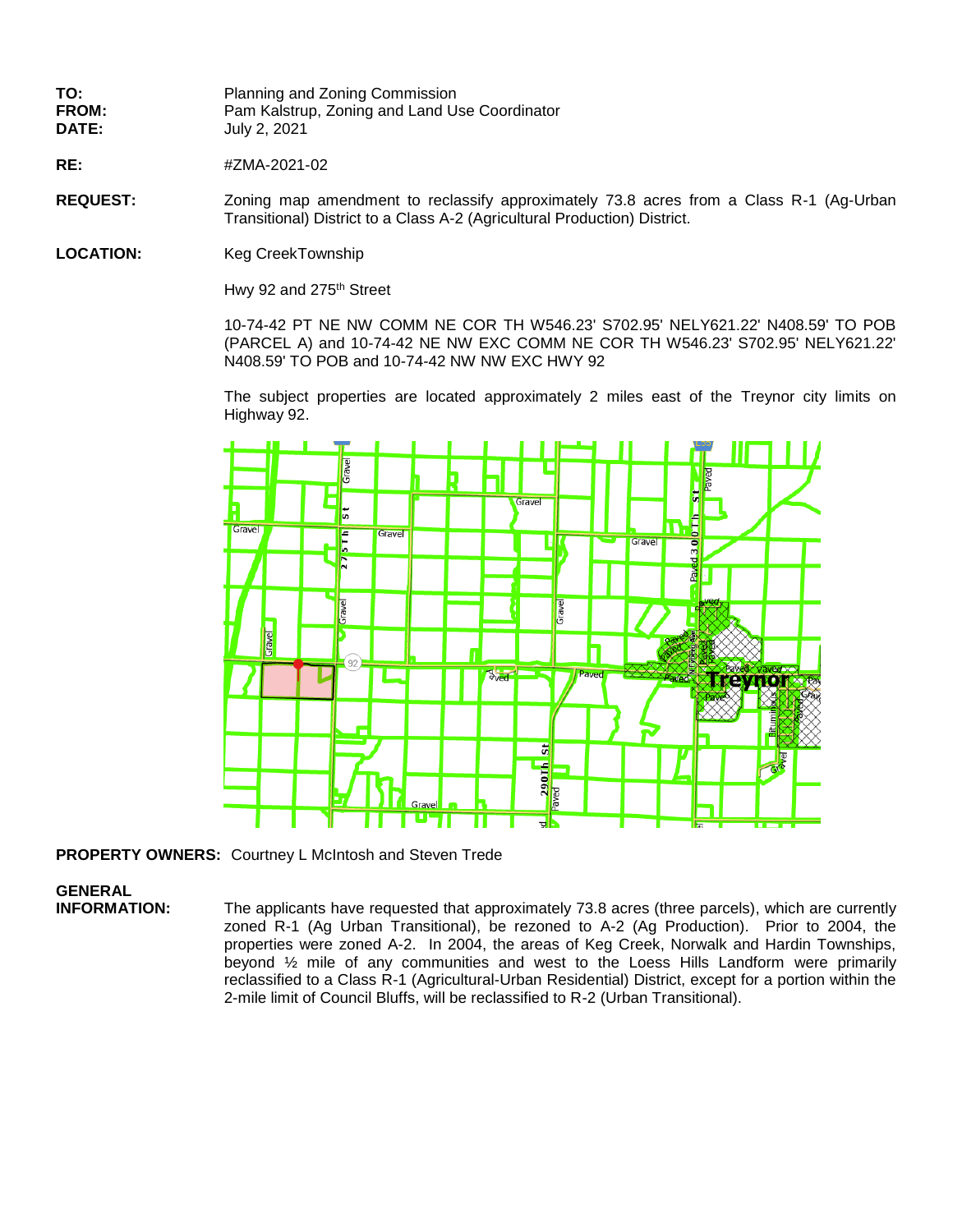**TO:** Planning and Zoning Commission
**FROM:** Pam Kalstrup, Zoning and Land Use Coordinator
**DATE:** July 2, 2021

**RE:** #ZMA-2021-02

**REQUEST:** Zoning map amendment to reclassify approximately 73.8 acres from a Class R-1 (Ag-Urban Transitional) District to a Class A-2 (Agricultural Production) District.

**LOCATION:** Keg CreekTownship

Hwy 92 and 275th Street

10-74-42 PT NE NW COMM NE COR TH W546.23' S702.95' NELY621.22' N408.59' TO POB (PARCEL A) and 10-74-42 NE NW EXC COMM NE COR TH W546.23' S702.95' NELY621.22' N408.59' TO POB and 10-74-42 NW NW EXC HWY 92

The subject properties are located approximately 2 miles east of the Treynor city limits on Highway 92.

Gravel
275th St
Gravel
Gravel
Gravel
300th St
Paved
Gravel
Gravel
Gravel
92
Paved
Paved
Treynor
290th St
Paved
Gravel
Bituminous

**PROPERTY OWNERS:** Courtney L McIntosh and Steven Trede

**GENERAL INFORMATION:** The applicants have requested that approximately 73.8 acres (three parcels), which are currently zoned R-1 (Ag Urban Transitional), be rezoned to A-2 (Ag Production). Prior to 2004, the properties were zoned A-2. In 2004, the areas of Keg Creek, Norwalk and Hardin Townships, beyond ½ mile of any communities and west to the Loess Hills Landform were primarily reclassified to a Class R-1 (Agricultural-Urban Residential) District, except for a portion within the 2-mile limit of Council Bluffs, will be reclassified to R-2 (Urban Transitional).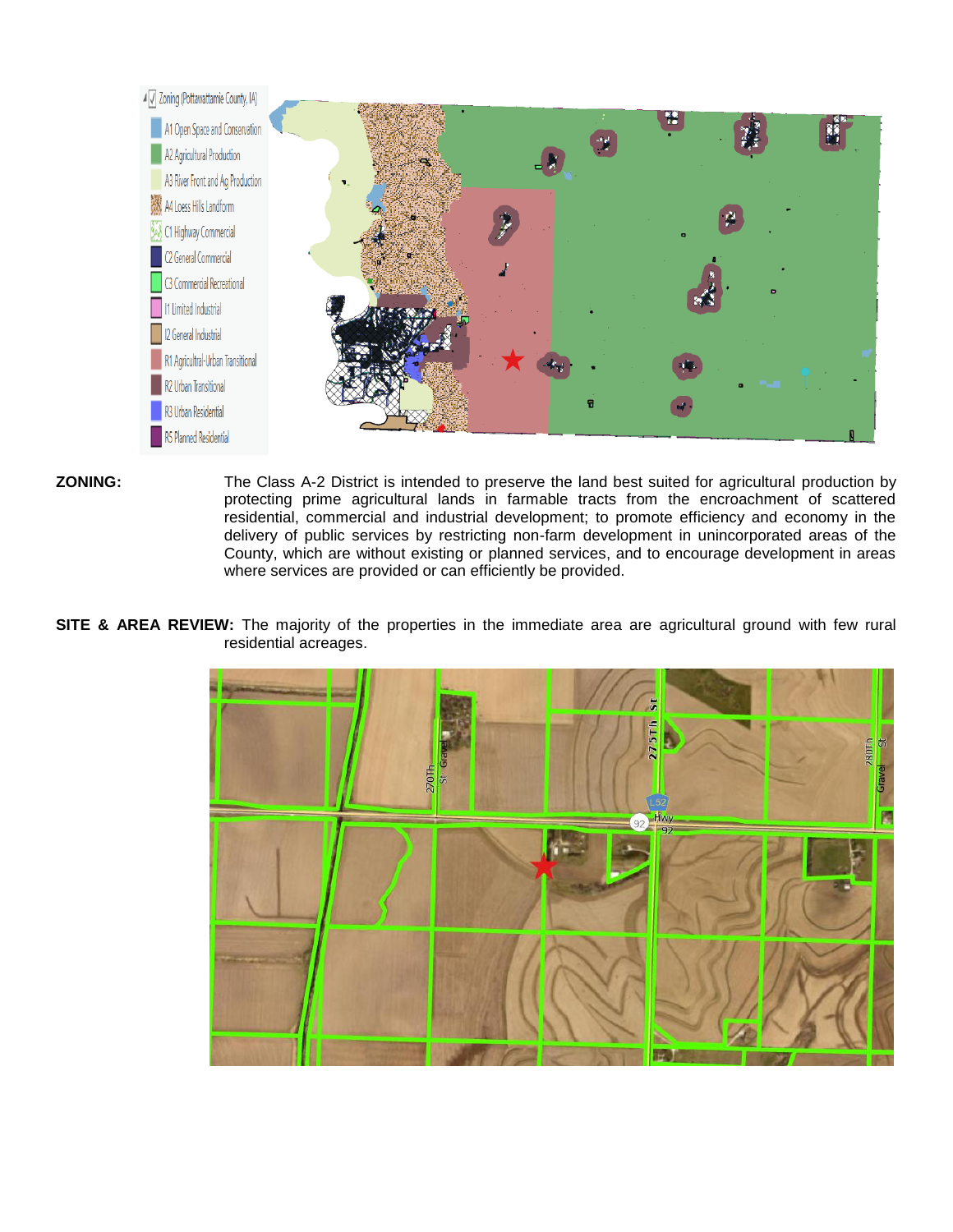Zoning (Pottawattamie County, IA)

A1 Open Space and Conservation

A2 Agricultural Production

A3 River Front and Ag Production

A4 Loess Hills Landform

C1 Highway Commercial

C2 General Commercial

C3 Commercial Recreational

I1 Limited Industrial

I2 General Industrial

R1 Agricultural-Urban Transitional

R2 Urban Transitional

R3 Urban Residential

R5 Planned Residential

**ZONING:** The Class A-2 District is intended to preserve the land best suited for agricultural production by protecting prime agricultural lands in farmable tracts from the encroachment of scattered residential, commercial and industrial development; to promote efficiency and economy in the delivery of public services by restricting non-farm development in unincorporated areas of the County, which are without existing or planned services, and to encourage development in areas where services are provided or can efficiently be provided.

**SITE & AREA REVIEW:** The majority of the properties in the immediate area are agricultural ground with few rural residential acreages.

270Th St Gravel

275Th St

280Th St Gravel

L52

92 Hwy 92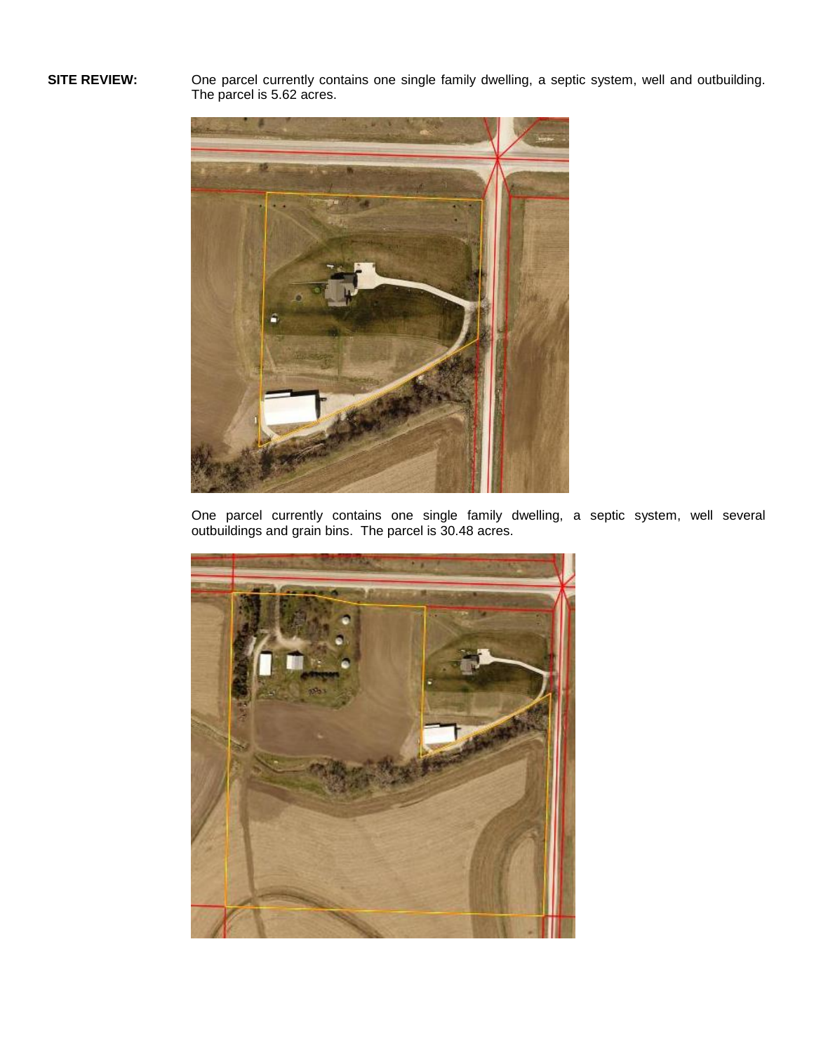**SITE REVIEW:** One parcel currently contains one single family dwelling, a septic system, well and outbuilding. The parcel is 5.62 acres.

One parcel currently contains one single family dwelling, a septic system, well several outbuildings and grain bins. The parcel is 30.48 acres.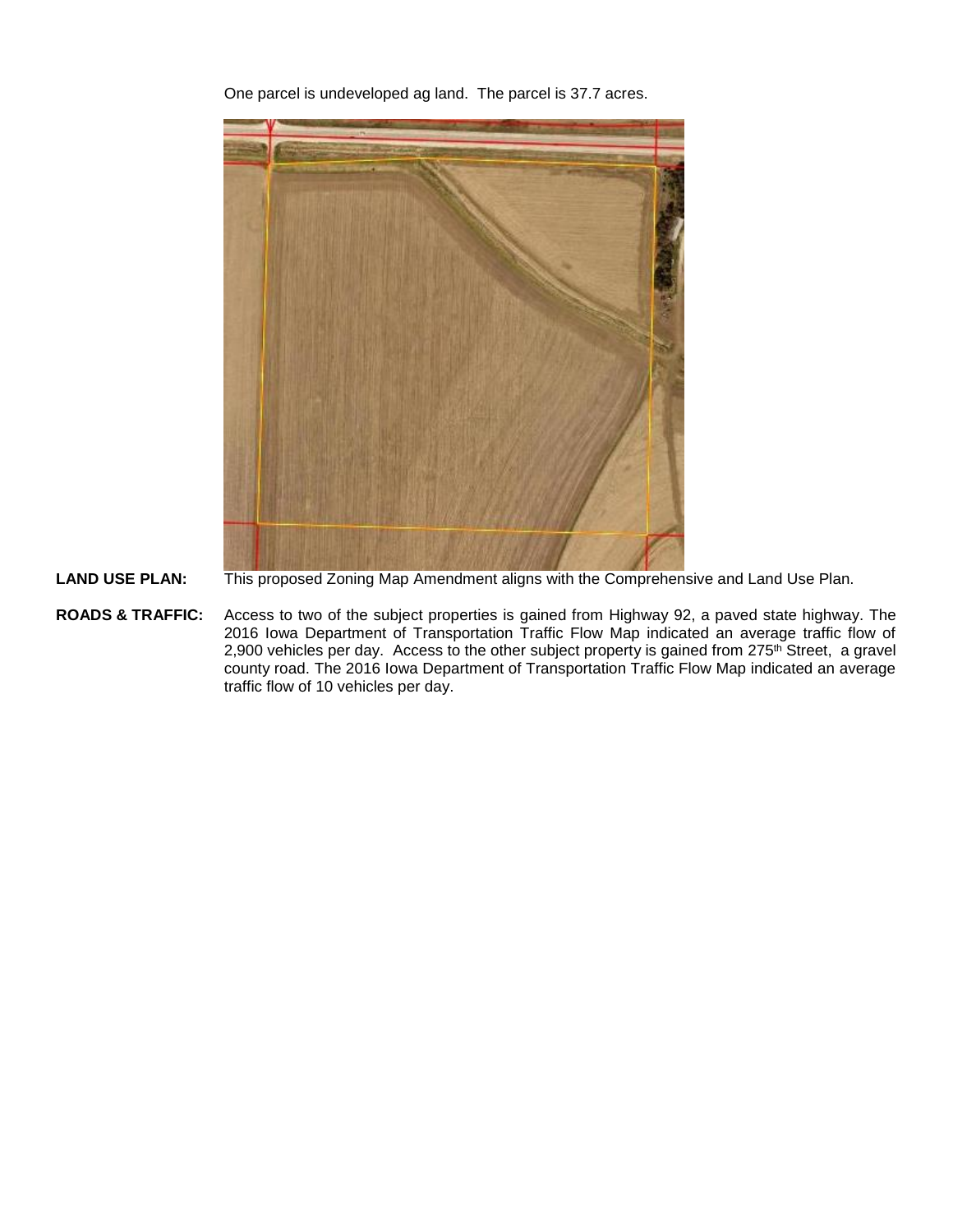One parcel is undeveloped ag land. The parcel is 37.7 acres.

**LAND USE PLAN:** This proposed Zoning Map Amendment aligns with the Comprehensive and Land Use Plan.

**ROADS & TRAFFIC:** Access to two of the subject properties is gained from Highway 92, a paved state highway. The 2016 Iowa Department of Transportation Traffic Flow Map indicated an average traffic flow of 2,900 vehicles per day. Access to the other subject property is gained from 275th Street, a gravel county road. The 2016 Iowa Department of Transportation Traffic Flow Map indicated an average traffic flow of 10 vehicles per day.